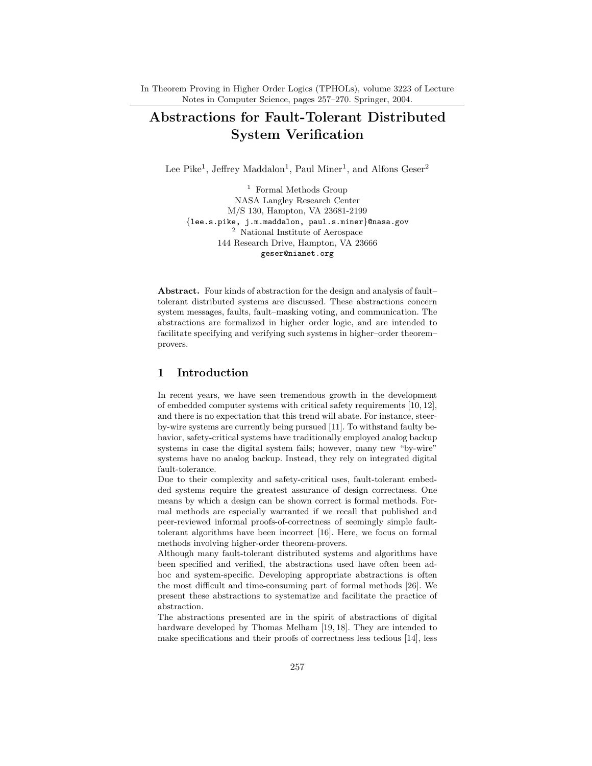In Theorem Proving in Higher Order Logics (TPHOLs), volume 3223 of Lecture Notes in Computer Science, pages 257–270. Springer, 2004.

# Abstractions for Fault-Tolerant Distributed System Verification

Lee Pike[1], Jeffrey Maddalon[1], Paul Miner[1], and Alfons Geser[2]

[1] Formal Methods Group
NASA Langley Research Center
M/S 130, Hampton, VA 23681-2199
{lee.s.pike, j.m.maddalon, paul.s.miner}@nasa.gov

[2] National Institute of Aerospace
144 Research Drive, Hampton, VA 23666
geser@nianet.org

**Abstract.** Four kinds of abstraction for the design and analysis of fault–tolerant distributed systems are discussed. These abstractions concern system messages, faults, fault–masking voting, and communication. The abstractions are formalized in higher–order logic, and are intended to facilitate specifying and verifying such systems in higher–order theorem–provers.

## 1 Introduction

In recent years, we have seen tremendous growth in the development of embedded computer systems with critical safety requirements [10, 12], and there is no expectation that this trend will abate. For instance, steer-by-wire systems are currently being pursued [11]. To withstand faulty behavior, safety-critical systems have traditionally employed analog backup systems in case the digital system fails; however, many new "by-wire" systems have no analog backup. Instead, they rely on integrated digital fault-tolerance.

Due to their complexity and safety-critical uses, fault-tolerant embedded systems require the greatest assurance of design correctness. One means by which a design can be shown correct is formal methods. Formal methods are especially warranted if we recall that published and peer-reviewed informal proofs-of-correctness of seemingly simple fault-tolerant algorithms have been incorrect [16]. Here, we focus on formal methods involving higher-order theorem-provers.

Although many fault-tolerant distributed systems and algorithms have been specified and verified, the abstractions used have often been ad-hoc and system-specific. Developing appropriate abstractions is often the most difficult and time-consuming part of formal methods [26]. We present these abstractions to systematize and facilitate the practice of abstraction.

The abstractions presented are in the spirit of abstractions of digital hardware developed by Thomas Melham [19, 18]. They are intended to make specifications and their proofs of correctness less tedious [14], less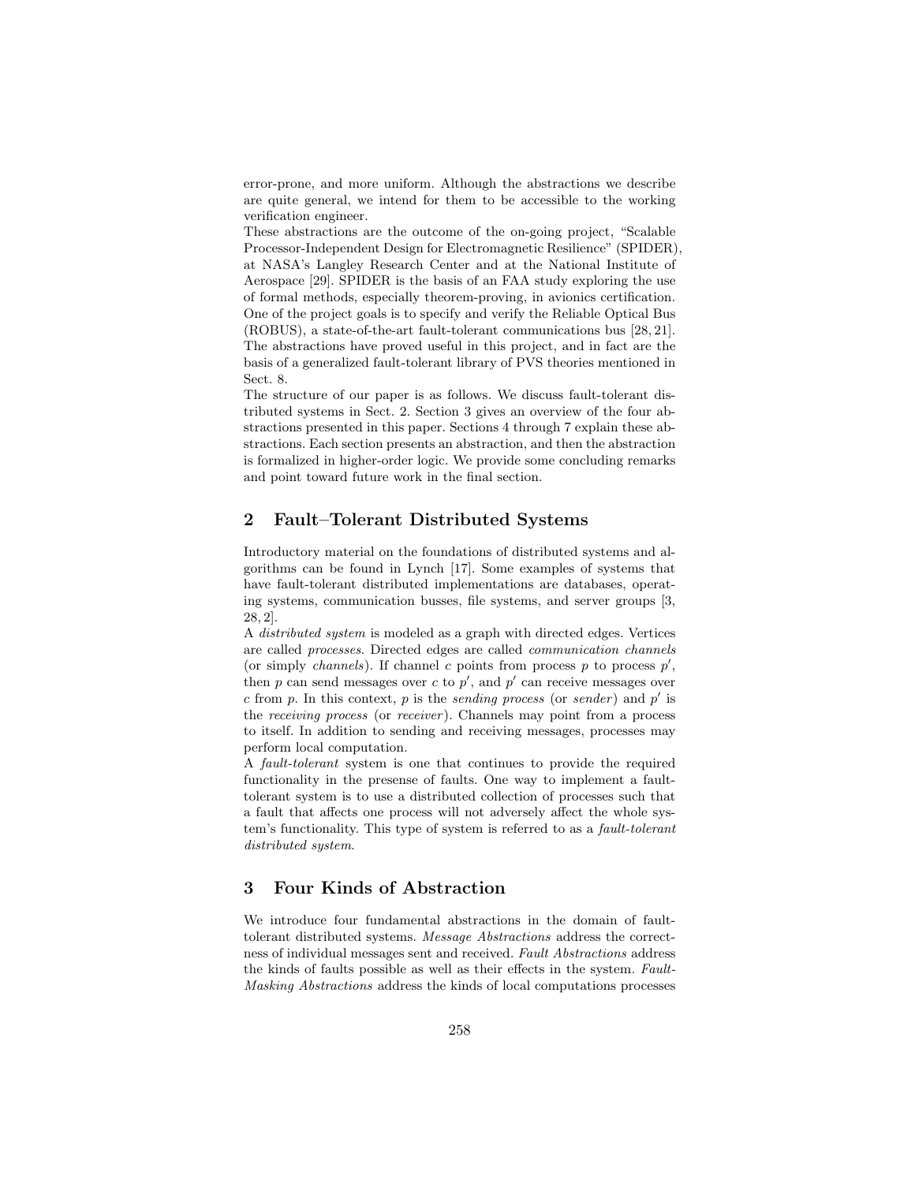error-prone, and more uniform. Although the abstractions we describe are quite general, we intend for them to be accessible to the working verification engineer.

These abstractions are the outcome of the on-going project, "Scalable Processor-Independent Design for Electromagnetic Resilience" (SPIDER), at NASA's Langley Research Center and at the National Institute of Aerospace [29]. SPIDER is the basis of an FAA study exploring the use of formal methods, especially theorem-proving, in avionics certification. One of the project goals is to specify and verify the Reliable Optical Bus (ROBUS), a state-of-the-art fault-tolerant communications bus [28, 21]. The abstractions have proved useful in this project, and in fact are the basis of a generalized fault-tolerant library of PVS theories mentioned in Sect. 8.

The structure of our paper is as follows. We discuss fault-tolerant distributed systems in Sect. 2. Section 3 gives an overview of the four abstractions presented in this paper. Sections 4 through 7 explain these abstractions. Each section presents an abstraction, and then the abstraction is formalized in higher-order logic. We provide some concluding remarks and point toward future work in the final section.

## 2 Fault–Tolerant Distributed Systems

Introductory material on the foundations of distributed systems and algorithms can be found in Lynch [17]. Some examples of systems that have fault-tolerant distributed implementations are databases, operating systems, communication busses, file systems, and server groups [3, 28, 2].

A *distributed system* is modeled as a graph with directed edges. Vertices are called *processes*. Directed edges are called *communication channels* (or simply *channels*). If channel $c$ points from process $p$ to process $p'$, then $p$ can send messages over $c$ to $p'$, and $p'$ can receive messages over $c$ from $p$. In this context, $p$ is the *sending process* (or *sender*) and $p'$ is the *receiving process* (or *receiver*). Channels may point from a process to itself. In addition to sending and receiving messages, processes may perform local computation.

A *fault-tolerant* system is one that continues to provide the required functionality in the presense of faults. One way to implement a fault-tolerant system is to use a distributed collection of processes such that a fault that affects one process will not adversely affect the whole system's functionality. This type of system is referred to as a *fault-tolerant distributed system*.

## 3 Four Kinds of Abstraction

We introduce four fundamental abstractions in the domain of fault-tolerant distributed systems. *Message Abstractions* address the correctness of individual messages sent and received. *Fault Abstractions* address the kinds of faults possible as well as their effects in the system. *Fault-Masking Abstractions* address the kinds of local computations processes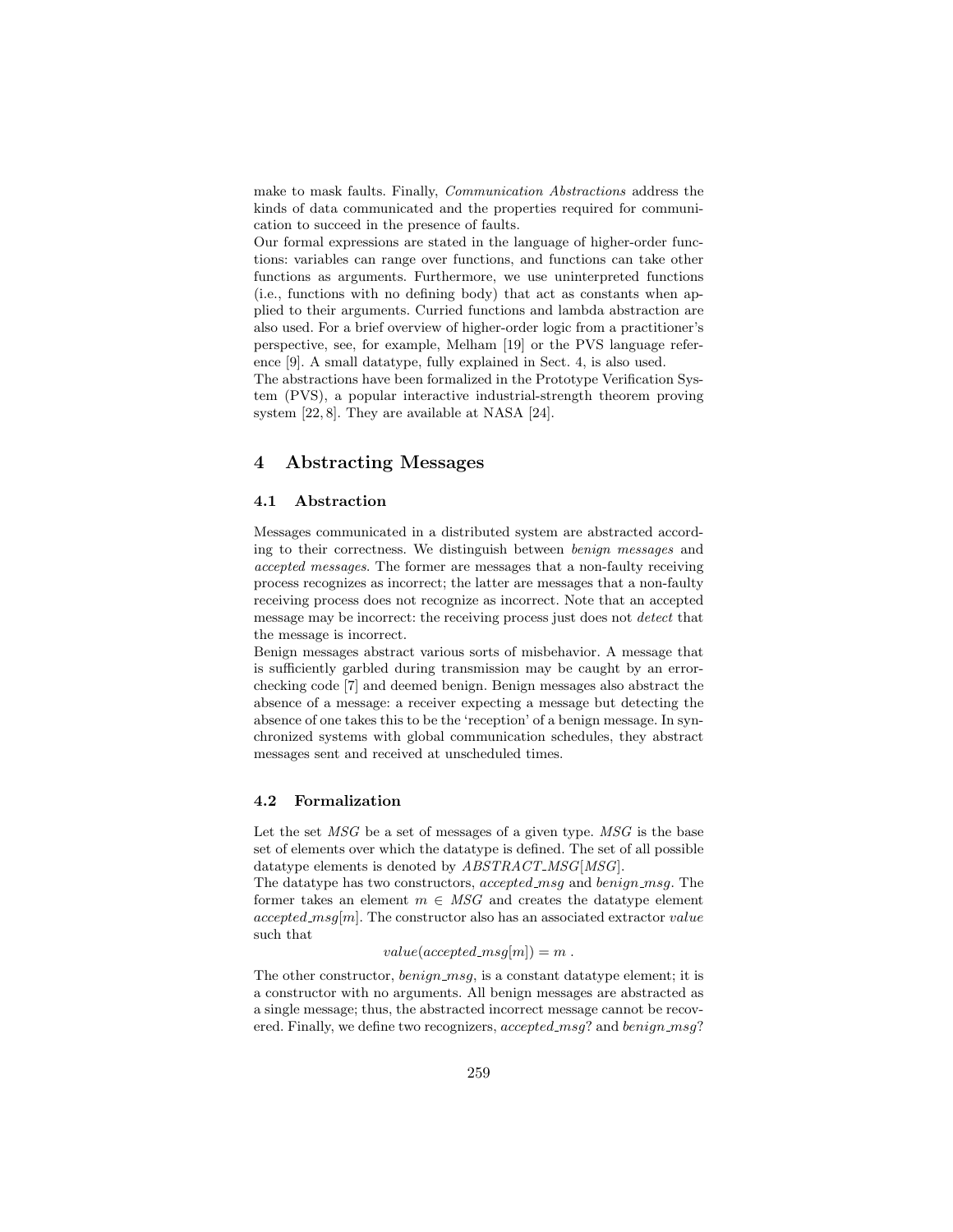make to mask faults. Finally, *Communication Abstractions* address the kinds of data communicated and the properties required for communication to succeed in the presence of faults.

Our formal expressions are stated in the language of higher-order functions: variables can range over functions, and functions can take other functions as arguments. Furthermore, we use uninterpreted functions (i.e., functions with no defining body) that act as constants when applied to their arguments. Curried functions and lambda abstraction are also used. For a brief overview of higher-order logic from a practitioner's perspective, see, for example, Melham [19] or the PVS language reference [9]. A small datatype, fully explained in Sect. 4, is also used.

The abstractions have been formalized in the Prototype Verification System (PVS), a popular interactive industrial-strength theorem proving system [22, 8]. They are available at NASA [24].

## 4 Abstracting Messages

### 4.1 Abstraction

Messages communicated in a distributed system are abstracted according to their correctness. We distinguish between *benign messages* and *accepted messages*. The former are messages that a non-faulty receiving process recognizes as incorrect; the latter are messages that a non-faulty receiving process does not recognize as incorrect. Note that an accepted message may be incorrect: the receiving process just does not *detect* that the message is incorrect.

Benign messages abstract various sorts of misbehavior. A message that is sufficiently garbled during transmission may be caught by an error-checking code [7] and deemed benign. Benign messages also abstract the absence of a message: a receiver expecting a message but detecting the absence of one takes this to be the 'reception' of a benign message. In synchronized systems with global communication schedules, they abstract messages sent and received at unscheduled times.

### 4.2 Formalization

Let the set *MSG* be a set of messages of a given type. *MSG* is the base set of elements over which the datatype is defined. The set of all possible datatype elements is denoted by $ABSTRACT\_MSG[MSG]$.

The datatype has two constructors, *accepted_msg* and *benign_msg*. The former takes an element $m \in MSG$ and creates the datatype element $accepted\_msg[m]$. The constructor also has an associated extractor *value* such that

$$value(accepted\_msg[m]) = m \, .$$

The other constructor, *benign_msg*, is a constant datatype element; it is a constructor with no arguments. All benign messages are abstracted as a single message; thus, the abstracted incorrect message cannot be recovered. Finally, we define two recognizers, *accepted_msg*? and *benign_msg*?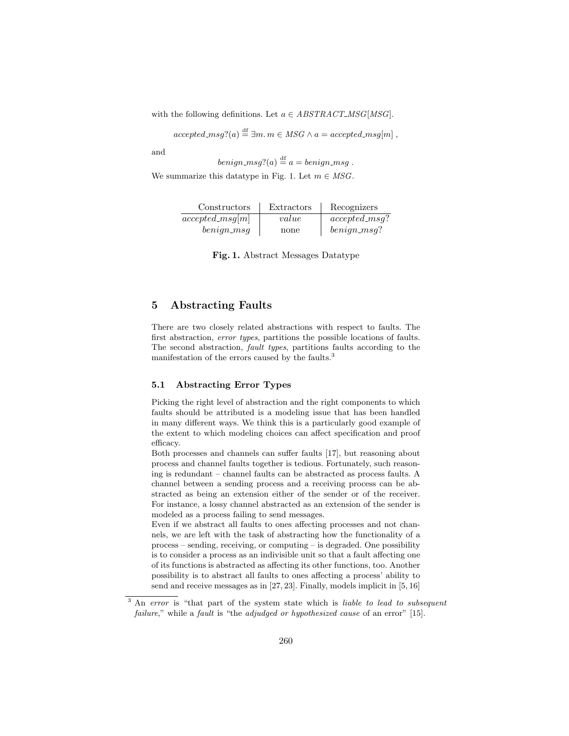with the following definitions. Let $a \in ABSTRACT\_MSG[MSG]$.

$$accepted\_msg?(a) \stackrel{\text{df}}{=} \exists m.\, m \in MSG \wedge a = accepted\_msg[m] \ ,$$

and

$$benign\_msg?(a) \stackrel{\text{df}}{=} a = benign\_msg \ .$$

We summarize this datatype in Fig. 1. Let $m \in MSG$.

| Constructors | Extractors | Recognizers |
|---|---|---|
| $accepted\_msg[m]$ | $value$ | $accepted\_msg?$ |
| $benign\_msg$ | none | $benign\_msg?$ |

**Fig. 1.** Abstract Messages Datatype

## 5 Abstracting Faults

There are two closely related abstractions with respect to faults. The first abstraction, *error types*, partitions the possible locations of faults. The second abstraction, *fault types*, partitions faults according to the manifestation of the errors caused by the faults.[3]

### 5.1 Abstracting Error Types

Picking the right level of abstraction and the right components to which faults should be attributed is a modeling issue that has been handled in many different ways. We think this is a particularly good example of the extent to which modeling choices can affect specification and proof efficacy.

Both processes and channels can suffer faults [17], but reasoning about process and channel faults together is tedious. Fortunately, such reasoning is redundant – channel faults can be abstracted as process faults. A channel between a sending process and a receiving process can be abstracted as being an extension either of the sender or of the receiver. For instance, a lossy channel abstracted as an extension of the sender is modeled as a process failing to send messages.

Even if we abstract all faults to ones affecting processes and not channels, we are left with the task of abstracting how the functionality of a process – sending, receiving, or computing – is degraded. One possibility is to consider a process as an indivisible unit so that a fault affecting one of its functions is abstracted as affecting its other functions, too. Another possibility is to abstract all faults to ones affecting a process' ability to send and receive messages as in [27, 23]. Finally, models implicit in [5, 16]

[3] An *error* is "that part of the system state which is *liable to lead to subsequent failure*," while a *fault* is "the *adjudged or hypothesized cause* of an error" [15].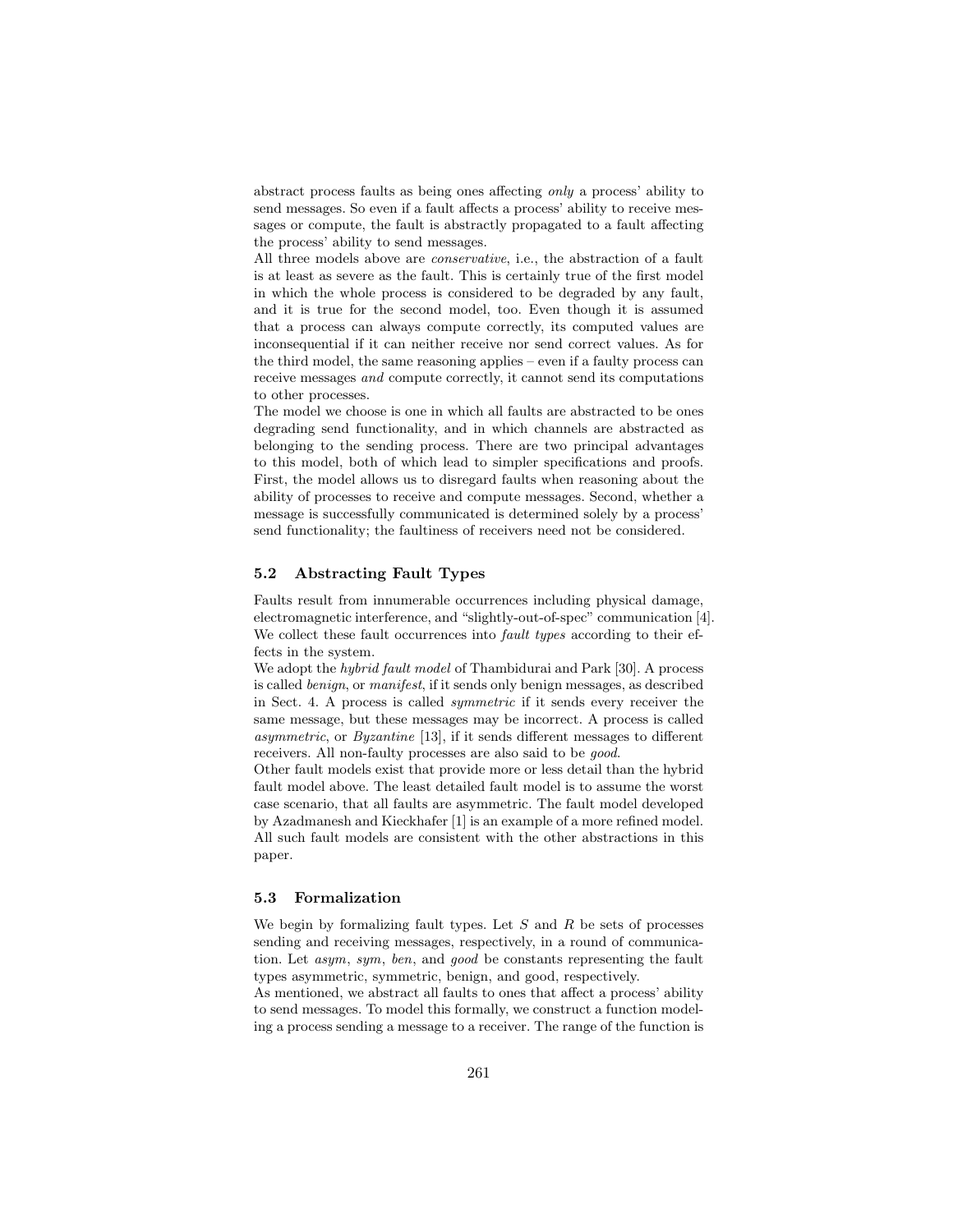abstract process faults as being ones affecting *only* a process' ability to send messages. So even if a fault affects a process' ability to receive messages or compute, the fault is abstractly propagated to a fault affecting the process' ability to send messages.

All three models above are *conservative*, i.e., the abstraction of a fault is at least as severe as the fault. This is certainly true of the first model in which the whole process is considered to be degraded by any fault, and it is true for the second model, too. Even though it is assumed that a process can always compute correctly, its computed values are inconsequential if it can neither receive nor send correct values. As for the third model, the same reasoning applies – even if a faulty process can receive messages *and* compute correctly, it cannot send its computations to other processes.

The model we choose is one in which all faults are abstracted to be ones degrading send functionality, and in which channels are abstracted as belonging to the sending process. There are two principal advantages to this model, both of which lead to simpler specifications and proofs. First, the model allows us to disregard faults when reasoning about the ability of processes to receive and compute messages. Second, whether a message is successfully communicated is determined solely by a process' send functionality; the faultiness of receivers need not be considered.

### 5.2 Abstracting Fault Types

Faults result from innumerable occurrences including physical damage, electromagnetic interference, and "slightly-out-of-spec" communication [4]. We collect these fault occurrences into *fault types* according to their effects in the system.

We adopt the *hybrid fault model* of Thambidurai and Park [30]. A process is called *benign*, or *manifest*, if it sends only benign messages, as described in Sect. 4. A process is called *symmetric* if it sends every receiver the same message, but these messages may be incorrect. A process is called *asymmetric*, or *Byzantine* [13], if it sends different messages to different receivers. All non-faulty processes are also said to be *good*.

Other fault models exist that provide more or less detail than the hybrid fault model above. The least detailed fault model is to assume the worst case scenario, that all faults are asymmetric. The fault model developed by Azadmanesh and Kieckhafer [1] is an example of a more refined model. All such fault models are consistent with the other abstractions in this paper.

### 5.3 Formalization

We begin by formalizing fault types. Let $S$ and $R$ be sets of processes sending and receiving messages, respectively, in a round of communication. Let *asym*, *sym*, *ben*, and *good* be constants representing the fault types asymmetric, symmetric, benign, and good, respectively.

As mentioned, we abstract all faults to ones that affect a process' ability to send messages. To model this formally, we construct a function modeling a process sending a message to a receiver. The range of the function is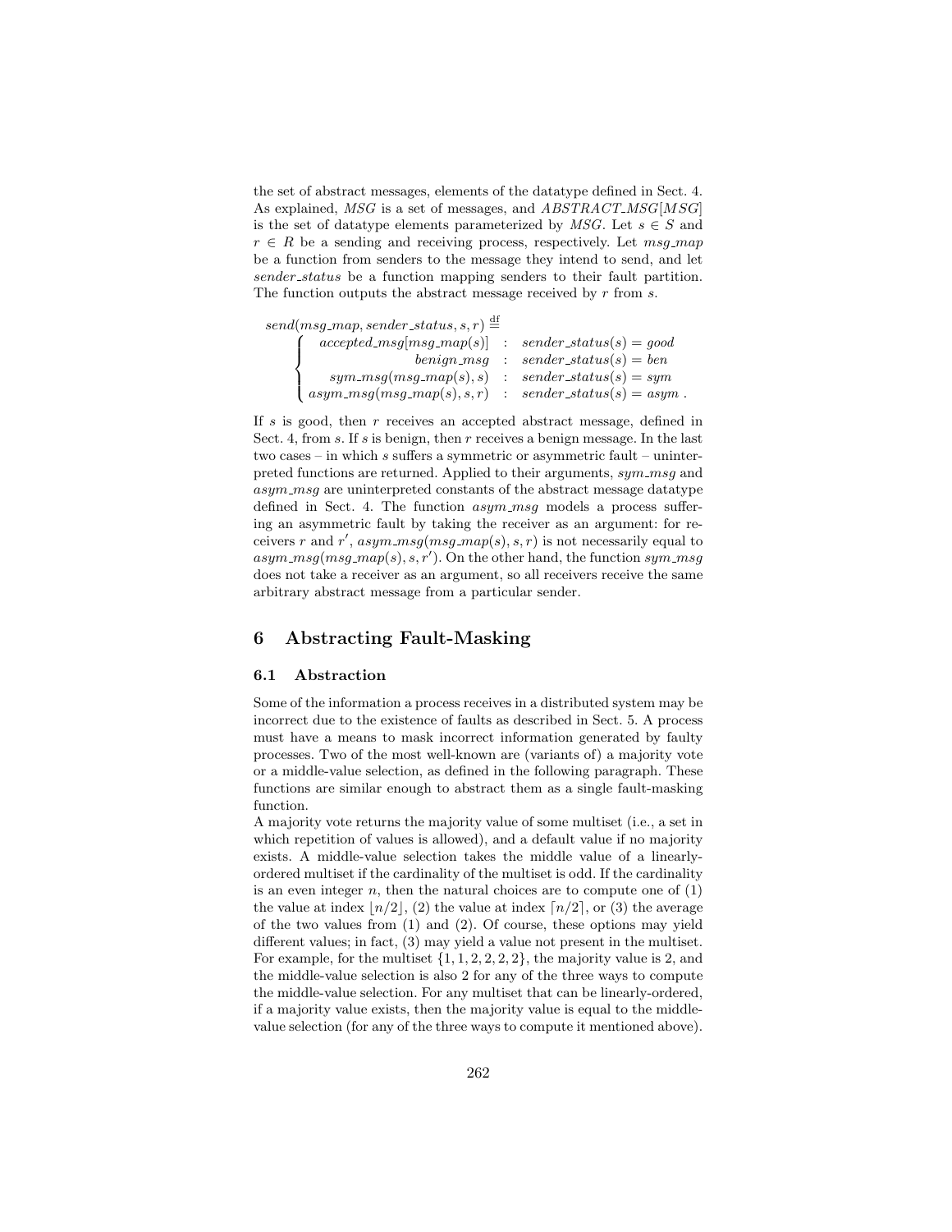the set of abstract messages, elements of the datatype defined in Sect. 4. As explained, *MSG* is a set of messages, and *ABSTRACT_MSG*[*MSG*] is the set of datatype elements parameterized by *MSG*. Let $s \in S$ and $r \in R$ be a sending and receiving process, respectively. Let *msg_map* be a function from senders to the message they intend to send, and let *sender_status* be a function mapping senders to their fault partition. The function outputs the abstract message received by $r$ from $s$.

$$
send(msg\_map, sender\_status, s, r) \stackrel{\text{df}}{=}
\begin{cases}
accepted\_msg[msg\_map(s)] & : \; sender\_status(s) = good \\
benign\_msg & : \; sender\_status(s) = ben \\
sym\_msg(msg\_map(s), s) & : \; sender\_status(s) = sym \\
asym\_msg(msg\_map(s), s, r) & : \; sender\_status(s) = asym \, .
\end{cases}
$$

If $s$ is good, then $r$ receives an accepted abstract message, defined in Sect. 4, from $s$. If $s$ is benign, then $r$ receives a benign message. In the last two cases – in which $s$ suffers a symmetric or asymmetric fault – uninterpreted functions are returned. Applied to their arguments, *sym_msg* and *asym_msg* are uninterpreted constants of the abstract message datatype defined in Sect. 4. The function *asym_msg* models a process suffering an asymmetric fault by taking the receiver as an argument: for receivers $r$ and $r'$, $asym\_msg(msg\_map(s), s, r)$ is not necessarily equal to $asym\_msg(msg\_map(s), s, r')$. On the other hand, the function *sym_msg* does not take a receiver as an argument, so all receivers receive the same arbitrary abstract message from a particular sender.

## 6 Abstracting Fault-Masking

### 6.1 Abstraction

Some of the information a process receives in a distributed system may be incorrect due to the existence of faults as described in Sect. 5. A process must have a means to mask incorrect information generated by faulty processes. Two of the most well-known are (variants of) a majority vote or a middle-value selection, as defined in the following paragraph. These functions are similar enough to abstract them as a single fault-masking function.

A majority vote returns the majority value of some multiset (i.e., a set in which repetition of values is allowed), and a default value if no majority exists. A middle-value selection takes the middle value of a linearly-ordered multiset if the cardinality of the multiset is odd. If the cardinality is an even integer $n$, then the natural choices are to compute one of (1) the value at index $\lfloor n/2 \rfloor$, (2) the value at index $\lceil n/2 \rceil$, or (3) the average of the two values from (1) and (2). Of course, these options may yield different values; in fact, (3) may yield a value not present in the multiset. For example, for the multiset $\{1, 1, 2, 2, 2, 2\}$, the majority value is 2, and the middle-value selection is also 2 for any of the three ways to compute the middle-value selection. For any multiset that can be linearly-ordered, if a majority value exists, then the majority value is equal to the middle-value selection (for any of the three ways to compute it mentioned above).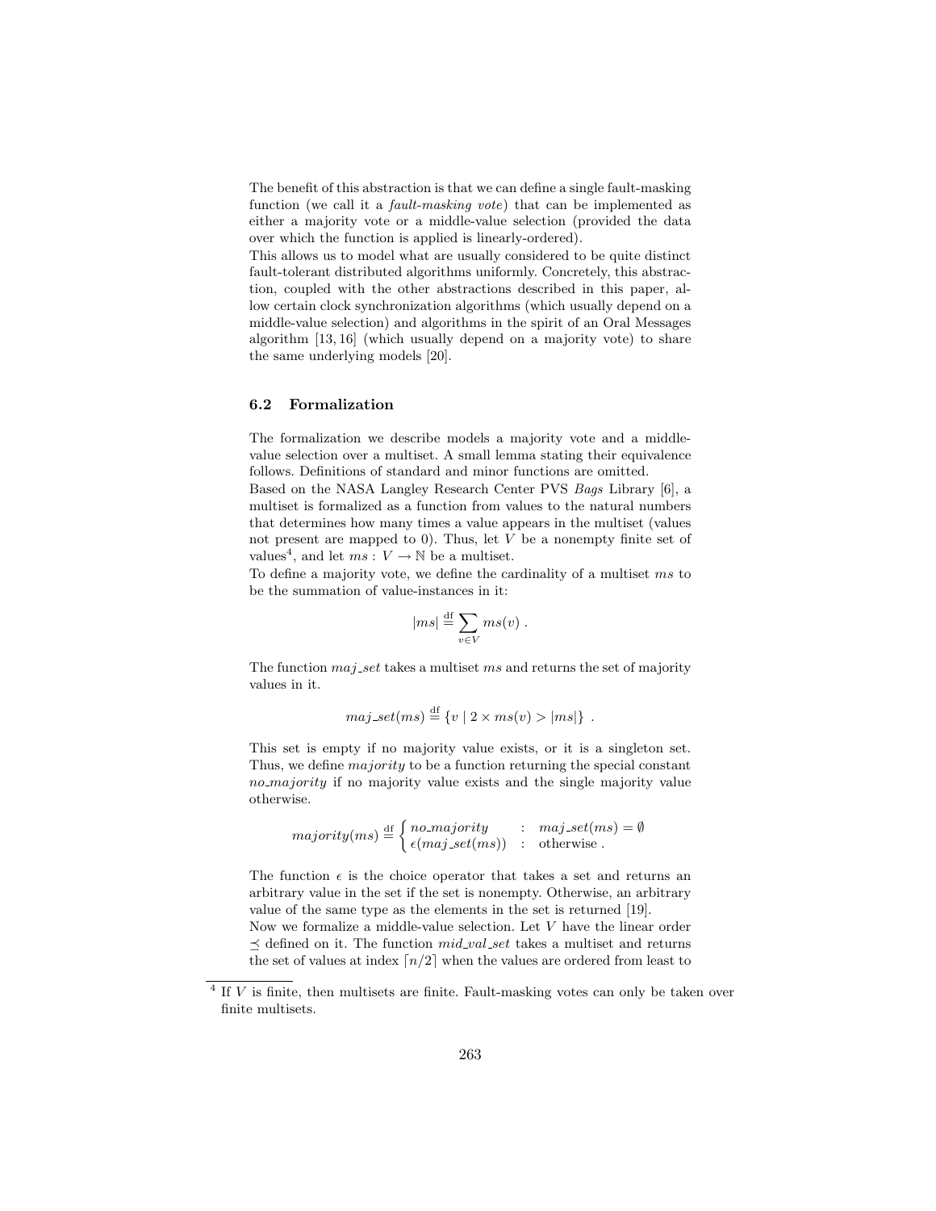The benefit of this abstraction is that we can define a single fault-masking function (we call it a *fault-masking vote*) that can be implemented as either a majority vote or a middle-value selection (provided the data over which the function is applied is linearly-ordered).

This allows us to model what are usually considered to be quite distinct fault-tolerant distributed algorithms uniformly. Concretely, this abstraction, coupled with the other abstractions described in this paper, allow certain clock synchronization algorithms (which usually depend on a middle-value selection) and algorithms in the spirit of an Oral Messages algorithm [13, 16] (which usually depend on a majority vote) to share the same underlying models [20].

### 6.2 Formalization

The formalization we describe models a majority vote and a middle-value selection over a multiset. A small lemma stating their equivalence follows. Definitions of standard and minor functions are omitted.

Based on the NASA Langley Research Center PVS *Bags* Library [6], a multiset is formalized as a function from values to the natural numbers that determines how many times a value appears in the multiset (values not present are mapped to 0). Thus, let $V$ be a nonempty finite set of values[4], and let $ms : V \to \mathbb{N}$ be a multiset.

To define a majority vote, we define the cardinality of a multiset $ms$ to be the summation of value-instances in it:

$$|ms| \stackrel{\text{df}}{=} \sum_{v \in V} ms(v) \; .$$

The function $maj\_set$ takes a multiset $ms$ and returns the set of majority values in it.

$$maj\_set(ms) \stackrel{\text{df}}{=} \{v \mid 2 \times ms(v) > |ms|\} \; .$$

This set is empty if no majority value exists, or it is a singleton set. Thus, we define $majority$ to be a function returning the special constant $no\_majority$ if no majority value exists and the single majority value otherwise.

$$majority(ms) \stackrel{\text{df}}{=} \begin{cases} no\_majority & : \; maj\_set(ms) = \emptyset \\ \epsilon(maj\_set(ms)) & : \; \text{otherwise} \; . \end{cases}$$

The function $\epsilon$ is the choice operator that takes a set and returns an arbitrary value in the set if the set is nonempty. Otherwise, an arbitrary value of the same type as the elements in the set is returned [19].

Now we formalize a middle-value selection. Let $V$ have the linear order $\preceq$ defined on it. The function $mid\_val\_set$ takes a multiset and returns the set of values at index $\lceil n/2 \rceil$ when the values are ordered from least to

---

[4] If $V$ is finite, then multisets are finite. Fault-masking votes can only be taken over finite multisets.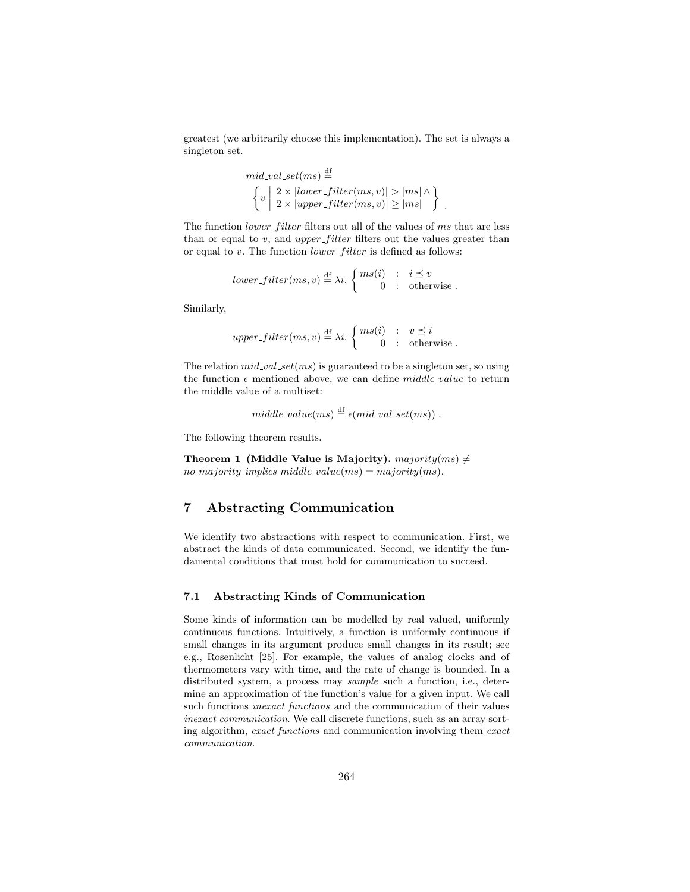greatest (we arbitrarily choose this implementation). The set is always a singleton set.

$$mid\_val\_set(ms) \stackrel{\mathrm{df}}{=} \left\{ v \;\middle|\; \begin{array}{l} 2 \times |lower\_filter(ms, v)| > |ms| \wedge \\ 2 \times |upper\_filter(ms, v)| \geq |ms| \end{array} \right\} .$$

The function $lower\_filter$ filters out all of the values of $ms$ that are less than or equal to $v$, and $upper\_filter$ filters out the values greater than or equal to $v$. The function $lower\_filter$ is defined as follows:

$$lower\_filter(ms, v) \stackrel{\mathrm{df}}{=} \lambda i. \begin{cases} ms(i) & : \; i \preceq v \\ 0 & : \; \text{otherwise} . \end{cases}$$

Similarly,

$$upper\_filter(ms, v) \stackrel{\mathrm{df}}{=} \lambda i. \begin{cases} ms(i) & : \; v \preceq i \\ 0 & : \; \text{otherwise} . \end{cases}$$

The relation $mid\_val\_set(ms)$ is guaranteed to be a singleton set, so using the function $\epsilon$ mentioned above, we can define $middle\_value$ to return the middle value of a multiset:

$$middle\_value(ms) \stackrel{\mathrm{df}}{=} \epsilon(mid\_val\_set(ms)) .$$

The following theorem results.

**Theorem 1 (Middle Value is Majority).** *$majority(ms) \neq no\_majority$ implies $middle\_value(ms) = majority(ms)$.*

## 7 Abstracting Communication

We identify two abstractions with respect to communication. First, we abstract the kinds of data communicated. Second, we identify the fundamental conditions that must hold for communication to succeed.

### 7.1 Abstracting Kinds of Communication

Some kinds of information can be modelled by real valued, uniformly continuous functions. Intuitively, a function is uniformly continuous if small changes in its argument produce small changes in its result; see e.g., Rosenlicht [25]. For example, the values of analog clocks and of thermometers vary with time, and the rate of change is bounded. In a distributed system, a process may *sample* such a function, i.e., determine an approximation of the function's value for a given input. We call such functions *inexact functions* and the communication of their values *inexact communication*. We call discrete functions, such as an array sorting algorithm, *exact functions* and communication involving them *exact communication*.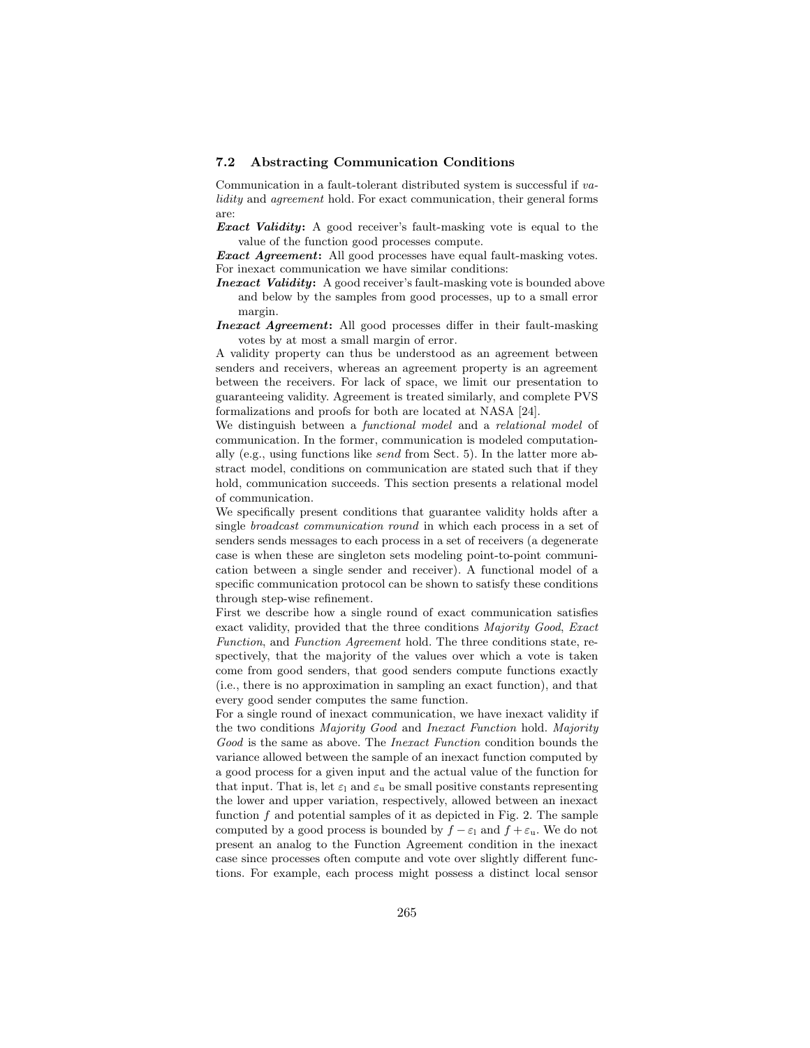### 7.2 Abstracting Communication Conditions

Communication in a fault-tolerant distributed system is successful if *validity* and *agreement* hold. For exact communication, their general forms are:

***Exact Validity*:** A good receiver's fault-masking vote is equal to the value of the function good processes compute.

***Exact Agreement*:** All good processes have equal fault-masking votes.

For inexact communication we have similar conditions:

***Inexact Validity*:** A good receiver's fault-masking vote is bounded above and below by the samples from good processes, up to a small error margin.

***Inexact Agreement*:** All good processes differ in their fault-masking votes by at most a small margin of error.

A validity property can thus be understood as an agreement between senders and receivers, whereas an agreement property is an agreement between the receivers. For lack of space, we limit our presentation to guaranteeing validity. Agreement is treated similarly, and complete PVS formalizations and proofs for both are located at NASA [24].

We distinguish between a *functional model* and a *relational model* of communication. In the former, communication is modeled computationally (e.g., using functions like *send* from Sect. 5). In the latter more abstract model, conditions on communication are stated such that if they hold, communication succeeds. This section presents a relational model of communication.

We specifically present conditions that guarantee validity holds after a single *broadcast communication round* in which each process in a set of senders sends messages to each process in a set of receivers (a degenerate case is when these are singleton sets modeling point-to-point communication between a single sender and receiver). A functional model of a specific communication protocol can be shown to satisfy these conditions through step-wise refinement.

First we describe how a single round of exact communication satisfies exact validity, provided that the three conditions *Majority Good*, *Exact Function*, and *Function Agreement* hold. The three conditions state, respectively, that the majority of the values over which a vote is taken come from good senders, that good senders compute functions exactly (i.e., there is no approximation in sampling an exact function), and that every good sender computes the same function.

For a single round of inexact communication, we have inexact validity if the two conditions *Majority Good* and *Inexact Function* hold. *Majority Good* is the same as above. The *Inexact Function* condition bounds the variance allowed between the sample of an inexact function computed by a good process for a given input and the actual value of the function for that input. That is, let $\varepsilon_l$ and $\varepsilon_u$ be small positive constants representing the lower and upper variation, respectively, allowed between an inexact function $f$ and potential samples of it as depicted in Fig. 2. The sample computed by a good process is bounded by $f - \varepsilon_l$ and $f + \varepsilon_u$. We do not present an analog to the Function Agreement condition in the inexact case since processes often compute and vote over slightly different functions. For example, each process might possess a distinct local sensor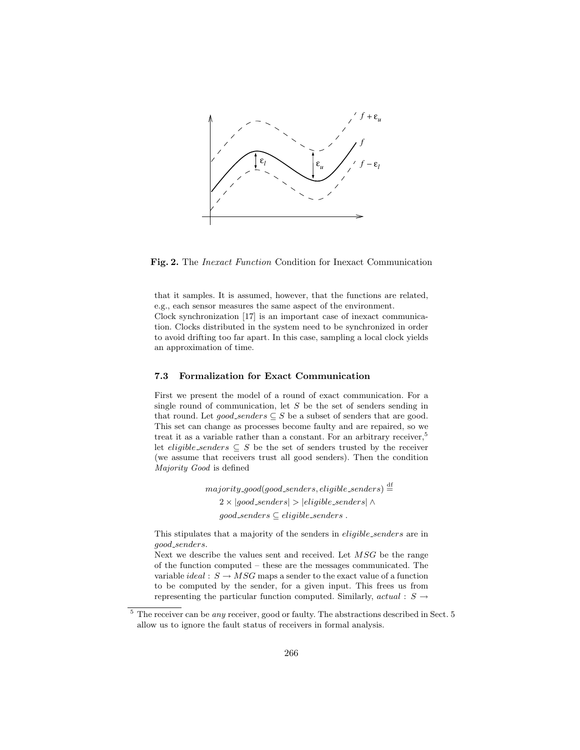**Fig. 2.** The *Inexact Function* Condition for Inexact Communication

that it samples. It is assumed, however, that the functions are related, e.g., each sensor measures the same aspect of the environment.

Clock synchronization [17] is an important case of inexact communication. Clocks distributed in the system need to be synchronized in order to avoid drifting too far apart. In this case, sampling a local clock yields an approximation of time.

### 7.3 Formalization for Exact Communication

First we present the model of a round of exact communication. For a single round of communication, let $S$ be the set of senders sending in that round. Let $good\_senders \subseteq S$ be a subset of senders that are good. This set can change as processes become faulty and are repaired, so we treat it as a variable rather than a constant. For an arbitrary receiver,[5] let $eligible\_senders \subseteq S$ be the set of senders trusted by the receiver (we assume that receivers trust all good senders). Then the condition *Majority Good* is defined

$$
\begin{aligned}
&majority\_good(good\_senders, eligible\_senders) \stackrel{\text{df}}{=} \\
&\quad 2 \times |good\_senders| > |eligible\_senders| \wedge \\
&\quad good\_senders \subseteq eligible\_senders \, .
\end{aligned}
$$

This stipulates that a majority of the senders in *eligible_senders* are in *good_senders*.

Next we describe the values sent and received. Let $MSG$ be the range of the function computed – these are the messages communicated. The variable $ideal : S \rightarrow MSG$ maps a sender to the exact value of a function to be computed by the sender, for a given input. This frees us from representing the particular function computed. Similarly, $actual : S \rightarrow$

[5] The receiver can be *any* receiver, good or faulty. The abstractions described in Sect. 5 allow us to ignore the fault status of receivers in formal analysis.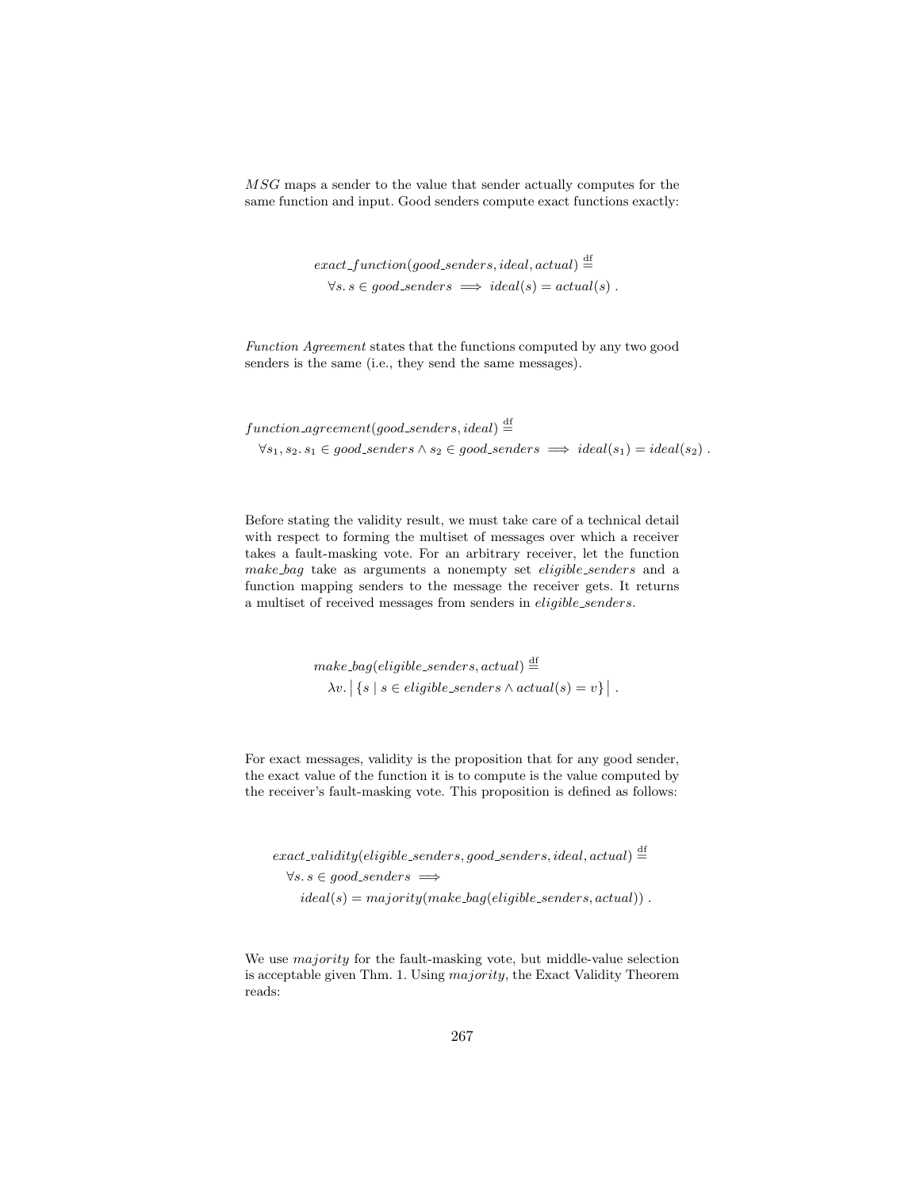$MSG$ maps a sender to the value that sender actually computes for the same function and input. Good senders compute exact functions exactly:

$$\mathit{exact\_function}(\mathit{good\_senders}, \mathit{ideal}, \mathit{actual}) \stackrel{\text{df}}{=}$$
$$\forall s.\, s \in \mathit{good\_senders} \implies \mathit{ideal}(s) = \mathit{actual}(s)\ .$$

*Function Agreement* states that the functions computed by any two good senders is the same (i.e., they send the same messages).

$$\mathit{function\_agreement}(\mathit{good\_senders}, \mathit{ideal}) \stackrel{\text{df}}{=}$$
$$\forall s_1, s_2.\, s_1 \in \mathit{good\_senders} \wedge s_2 \in \mathit{good\_senders} \implies \mathit{ideal}(s_1) = \mathit{ideal}(s_2)\ .$$

Before stating the validity result, we must take care of a technical detail with respect to forming the multiset of messages over which a receiver takes a fault-masking vote. For an arbitrary receiver, let the function *make_bag* take as arguments a nonempty set *eligible_senders* and a function mapping senders to the message the receiver gets. It returns a multiset of received messages from senders in *eligible_senders*.

$$\mathit{make\_bag}(\mathit{eligible\_senders}, \mathit{actual}) \stackrel{\text{df}}{=}$$
$$\lambda v.\, \big|\, \{s \mid s \in \mathit{eligible\_senders} \wedge \mathit{actual}(s) = v\} \,\big|\ .$$

For exact messages, validity is the proposition that for any good sender, the exact value of the function it is to compute is the value computed by the receiver's fault-masking vote. This proposition is defined as follows:

$$\mathit{exact\_validity}(\mathit{eligible\_senders}, \mathit{good\_senders}, \mathit{ideal}, \mathit{actual}) \stackrel{\text{df}}{=}$$
$$\forall s.\, s \in \mathit{good\_senders} \implies$$
$$\mathit{ideal}(s) = \mathit{majority}(\mathit{make\_bag}(\mathit{eligible\_senders}, \mathit{actual}))\ .$$

We use *majority* for the fault-masking vote, but middle-value selection is acceptable given Thm. 1. Using *majority*, the Exact Validity Theorem reads: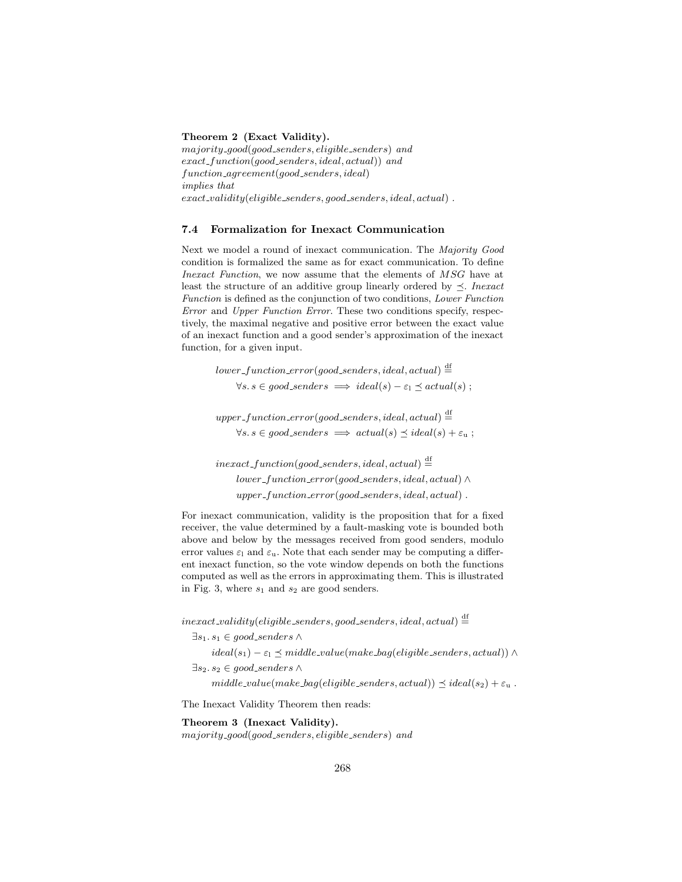**Theorem 2 (Exact Validity).**
*majority_good(good_senders, eligible_senders) and*
*exact_function(good_senders, ideal, actual)) and*
*function_agreement(good_senders, ideal)*
*implies that*
*exact_validity(eligible_senders, good_senders, ideal, actual) .*

### 7.4 Formalization for Inexact Communication

Next we model a round of inexact communication. The *Majority Good* condition is formalized the same as for exact communication. To define *Inexact Function*, we now assume that the elements of $MSG$ have at least the structure of an additive group linearly ordered by $\preceq$. *Inexact Function* is defined as the conjunction of two conditions, *Lower Function Error* and *Upper Function Error*. These two conditions specify, respectively, the maximal negative and positive error between the exact value of an inexact function and a good sender's approximation of the inexact function, for a given input.

$$lower\_function\_error(good\_senders, ideal, actual) \stackrel{\text{df}}{=}$$
$$\forall s.\, s \in good\_senders \implies ideal(s) - \varepsilon_{\text{l}} \preceq actual(s) \; ;$$

$$upper\_function\_error(good\_senders, ideal, actual) \stackrel{\text{df}}{=}$$
$$\forall s.\, s \in good\_senders \implies actual(s) \preceq ideal(s) + \varepsilon_{\text{u}} \; ;$$

$$inexact\_function(good\_senders, ideal, actual) \stackrel{\text{df}}{=}$$
$$lower\_function\_error(good\_senders, ideal, actual) \wedge$$
$$upper\_function\_error(good\_senders, ideal, actual) \; .$$

For inexact communication, validity is the proposition that for a fixed receiver, the value determined by a fault-masking vote is bounded both above and below by the messages received from good senders, modulo error values $\varepsilon_{\text{l}}$ and $\varepsilon_{\text{u}}$. Note that each sender may be computing a different inexact function, so the vote window depends on both the functions computed as well as the errors in approximating them. This is illustrated in Fig. 3, where $s_1$ and $s_2$ are good senders.

$$inexact\_validity(eligible\_senders, good\_senders, ideal, actual) \stackrel{\text{df}}{=}$$
$$\exists s_1.\, s_1 \in good\_senders \wedge$$
$$ideal(s_1) - \varepsilon_{\text{l}} \preceq middle\_value(make\_bag(eligible\_senders, actual)) \wedge$$
$$\exists s_2.\, s_2 \in good\_senders \wedge$$
$$middle\_value(make\_bag(eligible\_senders, actual)) \preceq ideal(s_2) + \varepsilon_{\text{u}} \; .$$

The Inexact Validity Theorem then reads:

**Theorem 3 (Inexact Validity).**
*majority_good(good_senders, eligible_senders) and*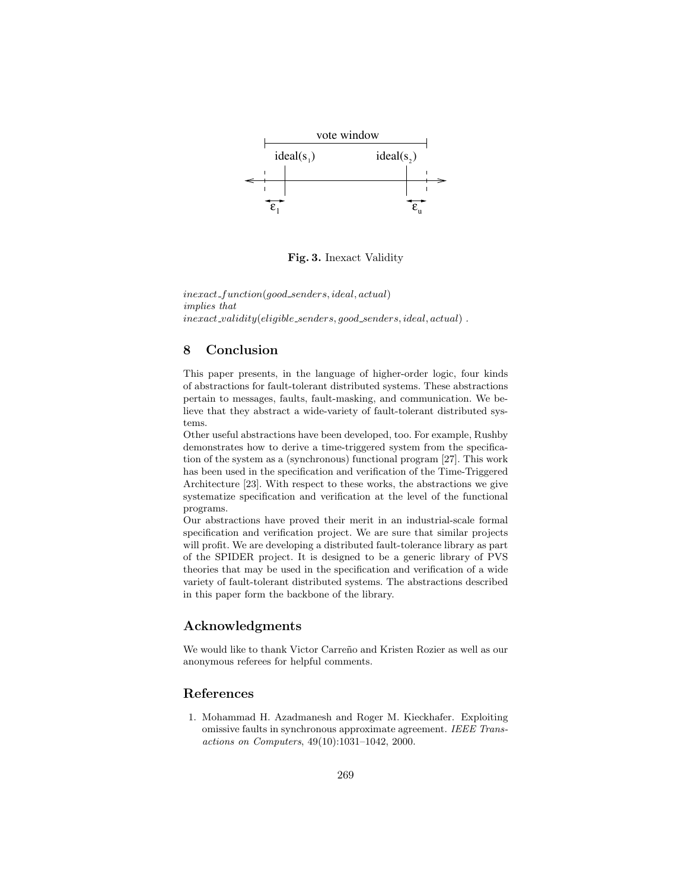**Fig. 3.** Inexact Validity

*inexact_function*(*good_senders*, *ideal*, *actual*)
*implies that*
*inexact_validity*(*eligible_senders*, *good_senders*, *ideal*, *actual*) .

## 8 Conclusion

This paper presents, in the language of higher-order logic, four kinds of abstractions for fault-tolerant distributed systems. These abstractions pertain to messages, faults, fault-masking, and communication. We believe that they abstract a wide-variety of fault-tolerant distributed systems.

Other useful abstractions have been developed, too. For example, Rushby demonstrates how to derive a time-triggered system from the specification of the system as a (synchronous) functional program [27]. This work has been used in the specification and verification of the Time-Triggered Architecture [23]. With respect to these works, the abstractions we give systematize specification and verification at the level of the functional programs.

Our abstractions have proved their merit in an industrial-scale formal specification and verification project. We are sure that similar projects will profit. We are developing a distributed fault-tolerance library as part of the SPIDER project. It is designed to be a generic library of PVS theories that may be used in the specification and verification of a wide variety of fault-tolerant distributed systems. The abstractions described in this paper form the backbone of the library.

## Acknowledgments

We would like to thank Victor Carreño and Kristen Rozier as well as our anonymous referees for helpful comments.

## References

1. Mohammad H. Azadmanesh and Roger M. Kieckhafer. Exploiting omissive faults in synchronous approximate agreement. *IEEE Transactions on Computers*, 49(10):1031–1042, 2000.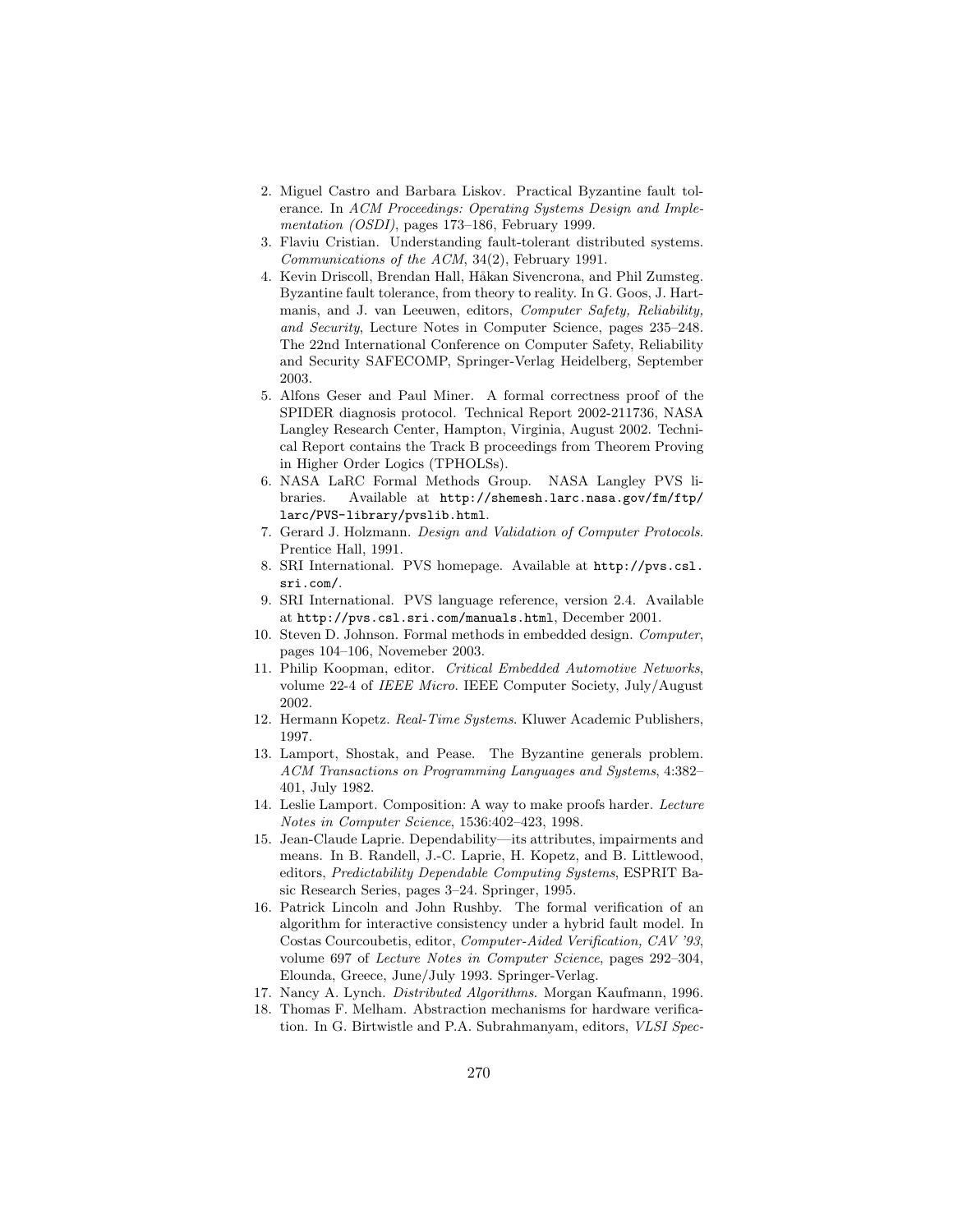2. Miguel Castro and Barbara Liskov. Practical Byzantine fault tolerance. In *ACM Proceedings: Operating Systems Design and Implementation (OSDI)*, pages 173–186, February 1999.
3. Flaviu Cristian. Understanding fault-tolerant distributed systems. *Communications of the ACM*, 34(2), February 1991.
4. Kevin Driscoll, Brendan Hall, Håkan Sivencrona, and Phil Zumsteg. Byzantine fault tolerance, from theory to reality. In G. Goos, J. Hartmanis, and J. van Leeuwen, editors, *Computer Safety, Reliability, and Security*, Lecture Notes in Computer Science, pages 235–248. The 22nd International Conference on Computer Safety, Reliability and Security SAFECOMP, Springer-Verlag Heidelberg, September 2003.
5. Alfons Geser and Paul Miner. A formal correctness proof of the SPIDER diagnosis protocol. Technical Report 2002-211736, NASA Langley Research Center, Hampton, Virginia, August 2002. Technical Report contains the Track B proceedings from Theorem Proving in Higher Order Logics (TPHOLSs).
6. NASA LaRC Formal Methods Group. NASA Langley PVS libraries. Available at `http://shemesh.larc.nasa.gov/fm/ftp/larc/PVS-library/pvslib.html`.
7. Gerard J. Holzmann. *Design and Validation of Computer Protocols*. Prentice Hall, 1991.
8. SRI International. PVS homepage. Available at `http://pvs.csl.sri.com/`.
9. SRI International. PVS language reference, version 2.4. Available at `http://pvs.csl.sri.com/manuals.html`, December 2001.
10. Steven D. Johnson. Formal methods in embedded design. *Computer*, pages 104–106, Novemeber 2003.
11. Philip Koopman, editor. *Critical Embedded Automotive Networks*, volume 22-4 of *IEEE Micro*. IEEE Computer Society, July/August 2002.
12. Hermann Kopetz. *Real-Time Systems*. Kluwer Academic Publishers, 1997.
13. Lamport, Shostak, and Pease. The Byzantine generals problem. *ACM Transactions on Programming Languages and Systems*, 4:382–401, July 1982.
14. Leslie Lamport. Composition: A way to make proofs harder. *Lecture Notes in Computer Science*, 1536:402–423, 1998.
15. Jean-Claude Laprie. Dependability—its attributes, impairments and means. In B. Randell, J.-C. Laprie, H. Kopetz, and B. Littlewood, editors, *Predictability Dependable Computing Systems*, ESPRIT Basic Research Series, pages 3–24. Springer, 1995.
16. Patrick Lincoln and John Rushby. The formal verification of an algorithm for interactive consistency under a hybrid fault model. In Costas Courcoubetis, editor, *Computer-Aided Verification, CAV '93*, volume 697 of *Lecture Notes in Computer Science*, pages 292–304, Elounda, Greece, June/July 1993. Springer-Verlag.
17. Nancy A. Lynch. *Distributed Algorithms*. Morgan Kaufmann, 1996.
18. Thomas F. Melham. Abstraction mechanisms for hardware verification. In G. Birtwistle and P.A. Subrahmanyam, editors, *VLSI Spec-*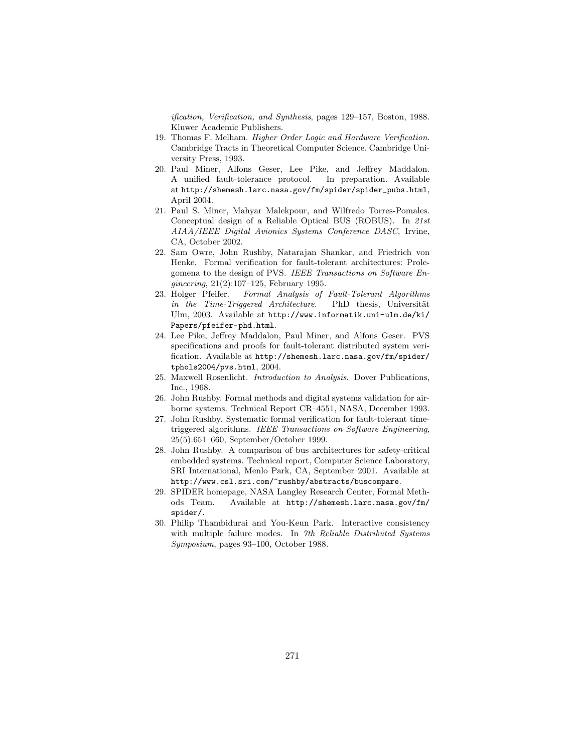*ification, Verification, and Synthesis*, pages 129–157, Boston, 1988. Kluwer Academic Publishers.

19. Thomas F. Melham. *Higher Order Logic and Hardware Verification*. Cambridge Tracts in Theoretical Computer Science. Cambridge University Press, 1993.
20. Paul Miner, Alfons Geser, Lee Pike, and Jeffrey Maddalon. A unified fault-tolerance protocol. In preparation. Available at `http://shemesh.larc.nasa.gov/fm/spider/spider_pubs.html`, April 2004.
21. Paul S. Miner, Mahyar Malekpour, and Wilfredo Torres-Pomales. Conceptual design of a Reliable Optical BUS (ROBUS). In *21st AIAA/IEEE Digital Avionics Systems Conference DASC*, Irvine, CA, October 2002.
22. Sam Owre, John Rushby, Natarajan Shankar, and Friedrich von Henke. Formal verification for fault-tolerant architectures: Prolegomena to the design of PVS. *IEEE Transactions on Software Engineering*, 21(2):107–125, February 1995.
23. Holger Pfeifer. *Formal Analysis of Fault-Tolerant Algorithms in the Time-Triggered Architecture*. PhD thesis, Universität Ulm, 2003. Available at `http://www.informatik.uni-ulm.de/ki/Papers/pfeifer-phd.html`.
24. Lee Pike, Jeffrey Maddalon, Paul Miner, and Alfons Geser. PVS specifications and proofs for fault-tolerant distributed system verification. Available at `http://shemesh.larc.nasa.gov/fm/spider/tphols2004/pvs.html`, 2004.
25. Maxwell Rosenlicht. *Introduction to Analysis*. Dover Publications, Inc., 1968.
26. John Rushby. Formal methods and digital systems validation for airborne systems. Technical Report CR–4551, NASA, December 1993.
27. John Rushby. Systematic formal verification for fault-tolerant time-triggered algorithms. *IEEE Transactions on Software Engineering*, 25(5):651–660, September/October 1999.
28. John Rushby. A comparison of bus architectures for safety-critical embedded systems. Technical report, Computer Science Laboratory, SRI International, Menlo Park, CA, September 2001. Available at `http://www.csl.sri.com/~rushby/abstracts/buscompare`.
29. SPIDER homepage, NASA Langley Research Center, Formal Methods Team. Available at `http://shemesh.larc.nasa.gov/fm/spider/`.
30. Philip Thambidurai and You-Keun Park. Interactive consistency with multiple failure modes. In *7th Reliable Distributed Systems Symposium*, pages 93–100, October 1988.